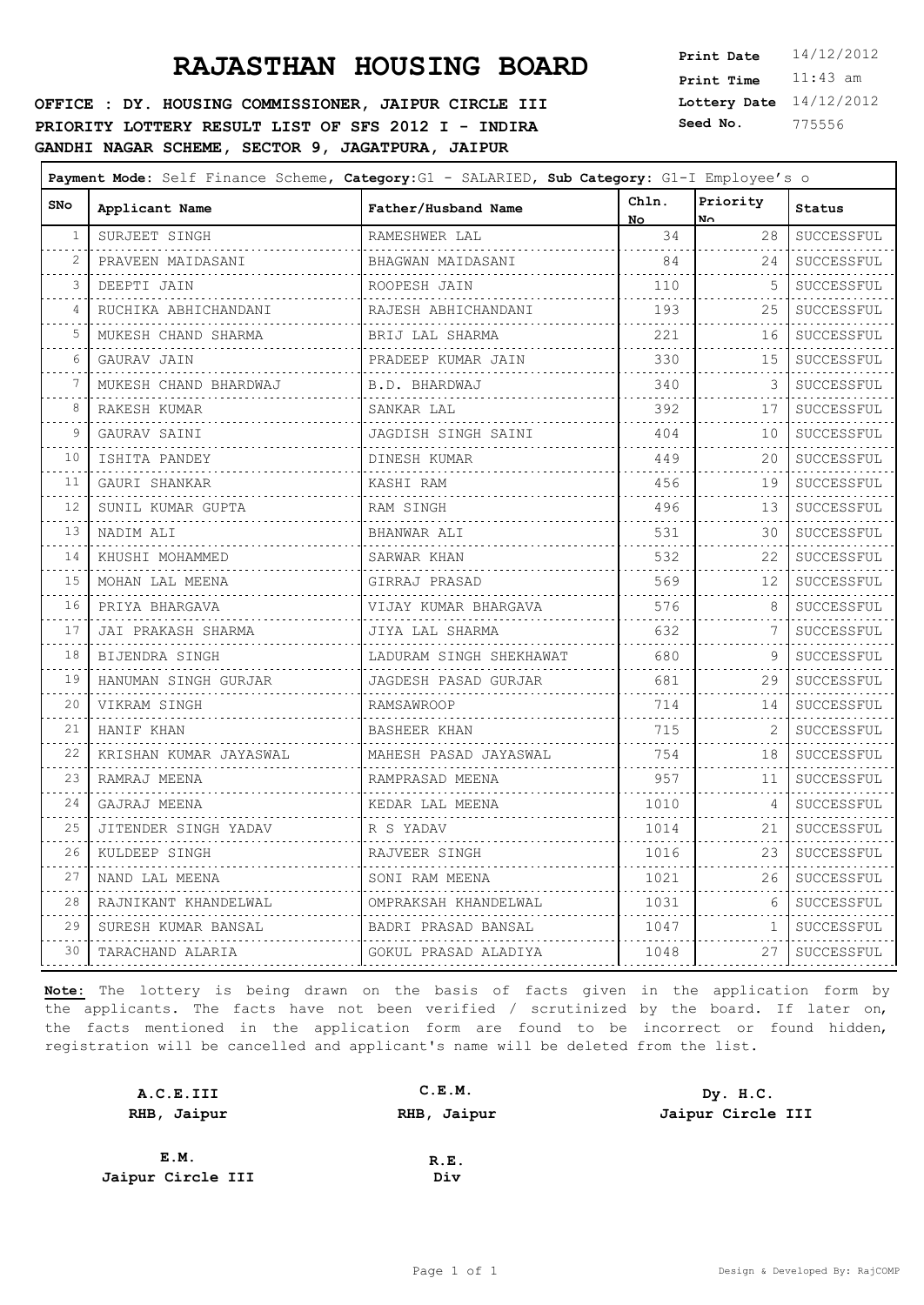# RAJASTHAN HOUSING BOARD

**Print Date** 14/12/2012
**Print Time** 11:43 am
**Lottery Date** 14/12/2012
**Seed No.** 775556

**OFFICE : DY. HOUSING COMMISSIONER, JAIPUR CIRCLE III**
**PRIORITY LOTTERY RESULT LIST OF SFS 2012 I - INDIRA GANDHI NAGAR SCHEME, SECTOR 9, JAGATPURA, JAIPUR**

**Payment Mode:** Self Finance Scheme, **Category:**G1 - SALARIED, **Sub Category:** G1-I Employee's o

| SNo | Applicant Name | Father/Husband Name | Chln. No | Priority No | Status |
|---|---|---|---|---|---|
| 1 | SURJEET SINGH | RAMESHWER LAL | 34 | 28 | SUCCESSFUL |
| 2 | PRAVEEN MAIDASANI | BHAGWAN MAIDASANI | 84 | 24 | SUCCESSFUL |
| 3 | DEEPTI JAIN | ROOPESH JAIN | 110 | 5 | SUCCESSFUL |
| 4 | RUCHIKA ABHICHANDANI | RAJESH ABHICHANDANI | 193 | 25 | SUCCESSFUL |
| 5 | MUKESH CHAND SHARMA | BRIJ LAL SHARMA | 221 | 16 | SUCCESSFUL |
| 6 | GAURAV JAIN | PRADEEP KUMAR JAIN | 330 | 15 | SUCCESSFUL |
| 7 | MUKESH CHAND BHARDWAJ | B.D. BHARDWAJ | 340 | 3 | SUCCESSFUL |
| 8 | RAKESH KUMAR | SANKAR LAL | 392 | 17 | SUCCESSFUL |
| 9 | GAURAV SAINI | JAGDISH SINGH SAINI | 404 | 10 | SUCCESSFUL |
| 10 | ISHITA PANDEY | DINESH KUMAR | 449 | 20 | SUCCESSFUL |
| 11 | GAURI SHANKAR | KASHI RAM | 456 | 19 | SUCCESSFUL |
| 12 | SUNIL KUMAR GUPTA | RAM SINGH | 496 | 13 | SUCCESSFUL |
| 13 | NADIM ALI | BHANWAR ALI | 531 | 30 | SUCCESSFUL |
| 14 | KHUSHI MOHAMMED | SARWAR KHAN | 532 | 22 | SUCCESSFUL |
| 15 | MOHAN LAL MEENA | GIRRAJ PRASAD | 569 | 12 | SUCCESSFUL |
| 16 | PRIYA BHARGAVA | VIJAY KUMAR BHARGAVA | 576 | 8 | SUCCESSFUL |
| 17 | JAI PRAKASH SHARMA | JIYA LAL SHARMA | 632 | 7 | SUCCESSFUL |
| 18 | BIJENDRA SINGH | LADURAM SINGH SHEKHAWAT | 680 | 9 | SUCCESSFUL |
| 19 | HANUMAN SINGH GURJAR | JAGDESH PASAD GURJAR | 681 | 29 | SUCCESSFUL |
| 20 | VIKRAM SINGH | RAMSAWROOP | 714 | 14 | SUCCESSFUL |
| 21 | HANIF KHAN | BASHEER KHAN | 715 | 2 | SUCCESSFUL |
| 22 | KRISHAN KUMAR JAYASWAL | MAHESH PASAD JAYASWAL | 754 | 18 | SUCCESSFUL |
| 23 | RAMRAJ MEENA | RAMPRASAD MEENA | 957 | 11 | SUCCESSFUL |
| 24 | GAJRAJ MEENA | KEDAR LAL MEENA | 1010 | 4 | SUCCESSFUL |
| 25 | JITENDER SINGH YADAV | R S YADAV | 1014 | 21 | SUCCESSFUL |
| 26 | KULDEEP SINGH | RAJVEER SINGH | 1016 | 23 | SUCCESSFUL |
| 27 | NAND LAL MEENA | SONI RAM MEENA | 1021 | 26 | SUCCESSFUL |
| 28 | RAJNIKANT KHANDELWAL | OMPRAKSAH KHANDELWAL | 1031 | 6 | SUCCESSFUL |
| 29 | SURESH KUMAR BANSAL | BADRI PRASAD BANSAL | 1047 | 1 | SUCCESSFUL |
| 30 | TARACHAND ALARIA | GOKUL PRASAD ALADIYA | 1048 | 27 | SUCCESSFUL |

**Note:** The lottery is being drawn on the basis of facts given in the application form by the applicants. The facts have not been verified / scrutinized by the board. If later on, the facts mentioned in the application form are found to be incorrect or found hidden, registration will be cancelled and applicant's name will be deleted from the list.

**A.C.E.III**
**RHB, Jaipur**

**C.E.M.**
**RHB, Jaipur**

**Dy. H.C.**
**Jaipur Circle III**

**E.M.**
**Jaipur Circle III**

**R.E.**
**Div**

Design & Developed By: RajCOMP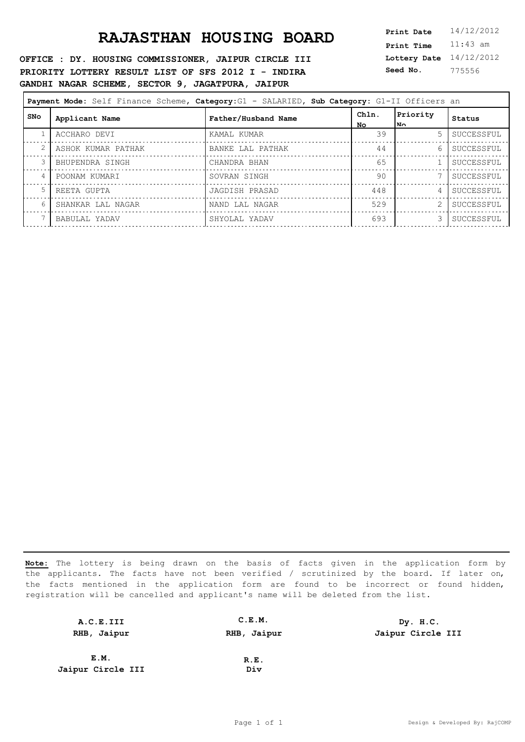# RAJASTHAN HOUSING BOARD

**OFFICE : DY. HOUSING COMMISSIONER, JAIPUR CIRCLE III**
**PRIORITY LOTTERY RESULT LIST OF SFS 2012 I - INDIRA GANDHI NAGAR SCHEME, SECTOR 9, JAGATPURA, JAIPUR**

**Print Date** 14/12/2012
**Print Time** 11:43 am
**Lottery Date** 14/12/2012
**Seed No.** 775556

**Payment Mode:** Self Finance Scheme, **Category:**G1 - SALARIED, **Sub Category:** G1-II Officers an

| SNo | Applicant Name | Father/Husband Name | Chln. No | Priority No | Status |
|---|---|---|---|---|---|
| 1 | ACCHARO DEVI | KAMAL KUMAR | 39 | 5 | SUCCESSFUL |
| 2 | ASHOK KUMAR PATHAK | BANKE LAL PATHAK | 44 | 6 | SUCCESSFUL |
| 3 | BHUPENDRA SINGH | CHANDRA BHAN | 65 | 1 | SUCCESSFUL |
| 4 | POONAM KUMARI | SOVRAN SINGH | 90 | 7 | SUCCESSFUL |
| 5 | REETA GUPTA | JAGDISH PRASAD | 448 | 4 | SUCCESSFUL |
| 6 | SHANKAR LAL NAGAR | NAND LAL NAGAR | 529 | 2 | SUCCESSFUL |
| 7 | BABULAL YADAV | SHYOLAL YADAV | 693 | 3 | SUCCESSFUL |

**Note:** The lottery is being drawn on the basis of facts given in the application form by the applicants. The facts have not been verified / scrutinized by the board. If later on, the facts mentioned in the application form are found to be incorrect or found hidden, registration will be cancelled and applicant's name will be deleted from the list.

**A.C.E.III**
**RHB, Jaipur**

**C.E.M.**
**RHB, Jaipur**

**Dy. H.C.**
**Jaipur Circle III**

**E.M.**
**Jaipur Circle III**

**R.E.**
**Div**

Design & Developed By: RajCOMP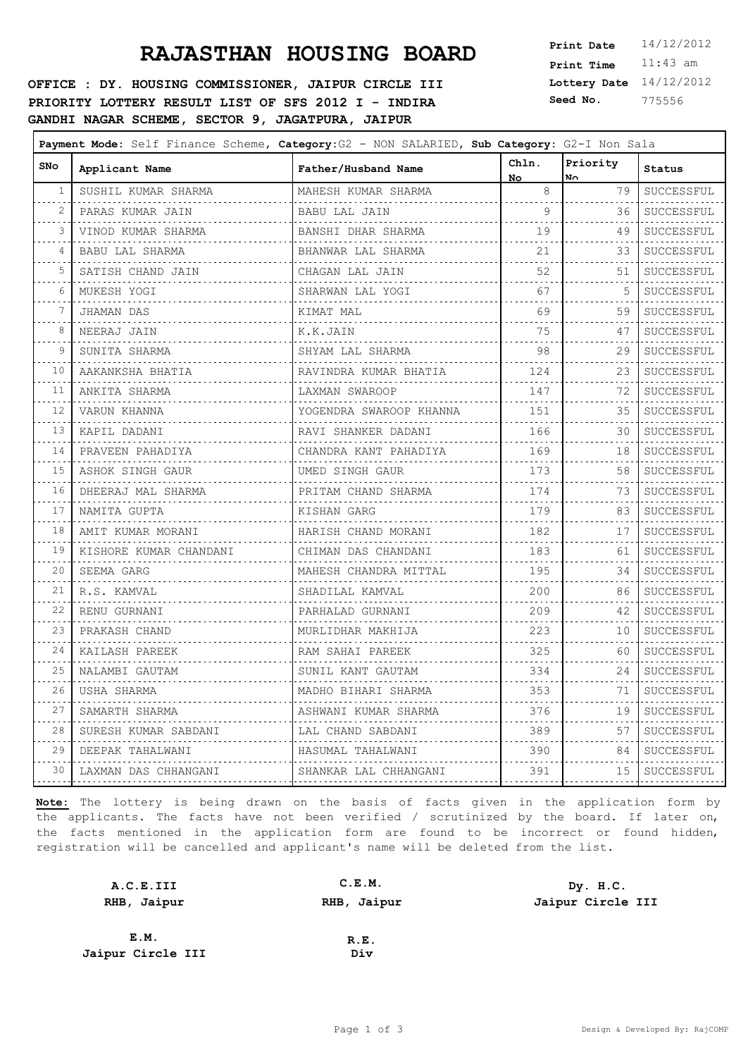# RAJASTHAN HOUSING BOARD

**OFFICE : DY. HOUSING COMMISSIONER, JAIPUR CIRCLE III**
**PRIORITY LOTTERY RESULT LIST OF SFS 2012 I - INDIRA GANDHI NAGAR SCHEME, SECTOR 9, JAGATPURA, JAIPUR**

**Print Date** 14/12/2012
**Print Time** 11:43 am
**Lottery Date** 14/12/2012
**Seed No.** 775556

**Payment Mode:** Self Finance Scheme, **Category:**G2 - NON SALARIED, **Sub Category:** G2-I Non Sala

| SNo | Applicant Name | Father/Husband Name | Chln. No | Priority No | Status |
|---|---|---|---|---|---|
| 1 | SUSHIL KUMAR SHARMA | MAHESH KUMAR SHARMA | 8 | 79 | SUCCESSFUL |
| 2 | PARAS KUMAR JAIN | BABU LAL JAIN | 9 | 36 | SUCCESSFUL |
| 3 | VINOD KUMAR SHARMA | BANSHI DHAR SHARMA | 19 | 49 | SUCCESSFUL |
| 4 | BABU LAL SHARMA | BHANWAR LAL SHARMA | 21 | 33 | SUCCESSFUL |
| 5 | SATISH CHAND JAIN | CHAGAN LAL JAIN | 52 | 51 | SUCCESSFUL |
| 6 | MUKESH YOGI | SHARWAN LAL YOGI | 67 | 5 | SUCCESSFUL |
| 7 | JHAMAN DAS | KIMAT MAL | 69 | 59 | SUCCESSFUL |
| 8 | NEERAJ JAIN | K.K.JAIN | 75 | 47 | SUCCESSFUL |
| 9 | SUNITA SHARMA | SHYAM LAL SHARMA | 98 | 29 | SUCCESSFUL |
| 10 | AAKANKSHA BHATIA | RAVINDRA KUMAR BHATIA | 124 | 23 | SUCCESSFUL |
| 11 | ANKITA SHARMA | LAXMAN SWAROOP | 147 | 72 | SUCCESSFUL |
| 12 | VARUN KHANNA | YOGENDRA SWAROOP KHANNA | 151 | 35 | SUCCESSFUL |
| 13 | KAPIL DADANI | RAVI SHANKER DADANI | 166 | 30 | SUCCESSFUL |
| 14 | PRAVEEN PAHADIYA | CHANDRA KANT PAHADIYA | 169 | 18 | SUCCESSFUL |
| 15 | ASHOK SINGH GAUR | UMED SINGH GAUR | 173 | 58 | SUCCESSFUL |
| 16 | DHEERAJ MAL SHARMA | PRITAM CHAND SHARMA | 174 | 73 | SUCCESSFUL |
| 17 | NAMITA GUPTA | KISHAN GARG | 179 | 83 | SUCCESSFUL |
| 18 | AMIT KUMAR MORANI | HARISH CHAND MORANI | 182 | 17 | SUCCESSFUL |
| 19 | KISHORE KUMAR CHANDANI | CHIMAN DAS CHANDANI | 183 | 61 | SUCCESSFUL |
| 20 | SEEMA GARG | MAHESH CHANDRA MITTAL | 195 | 34 | SUCCESSFUL |
| 21 | R.S. KAMVAL | SHADILAL KAMVAL | 200 | 86 | SUCCESSFUL |
| 22 | RENU GURNANI | PARHALAD GURNANI | 209 | 42 | SUCCESSFUL |
| 23 | PRAKASH CHAND | MURLIDHAR MAKHIJA | 223 | 10 | SUCCESSFUL |
| 24 | KAILASH PAREEK | RAM SAHAI PAREEK | 325 | 60 | SUCCESSFUL |
| 25 | NALAMBI GAUTAM | SUNIL KANT GAUTAM | 334 | 24 | SUCCESSFUL |
| 26 | USHA SHARMA | MADHO BIHARI SHARMA | 353 | 71 | SUCCESSFUL |
| 27 | SAMARTH SHARMA | ASHWANI KUMAR SHARMA | 376 | 19 | SUCCESSFUL |
| 28 | SURESH KUMAR SABDANI | LAL CHAND SABDANI | 389 | 57 | SUCCESSFUL |
| 29 | DEEPAK TAHALWANI | HASUMAL TAHALWANI | 390 | 84 | SUCCESSFUL |
| 30 | LAXMAN DAS CHHANGANI | SHANKAR LAL CHHANGANI | 391 | 15 | SUCCESSFUL |

**Note:** The lottery is being drawn on the basis of facts given in the application form by the applicants. The facts have not been verified / scrutinized by the board. If later on, the facts mentioned in the application form are found to be incorrect or found hidden, registration will be cancelled and applicant's name will be deleted from the list.

**A.C.E.III**
**RHB, Jaipur**

**C.E.M.**
**RHB, Jaipur**

**Dy. H.C.**
**Jaipur Circle III**

**E.M.**
**Jaipur Circle III**

**R.E.**
**Div**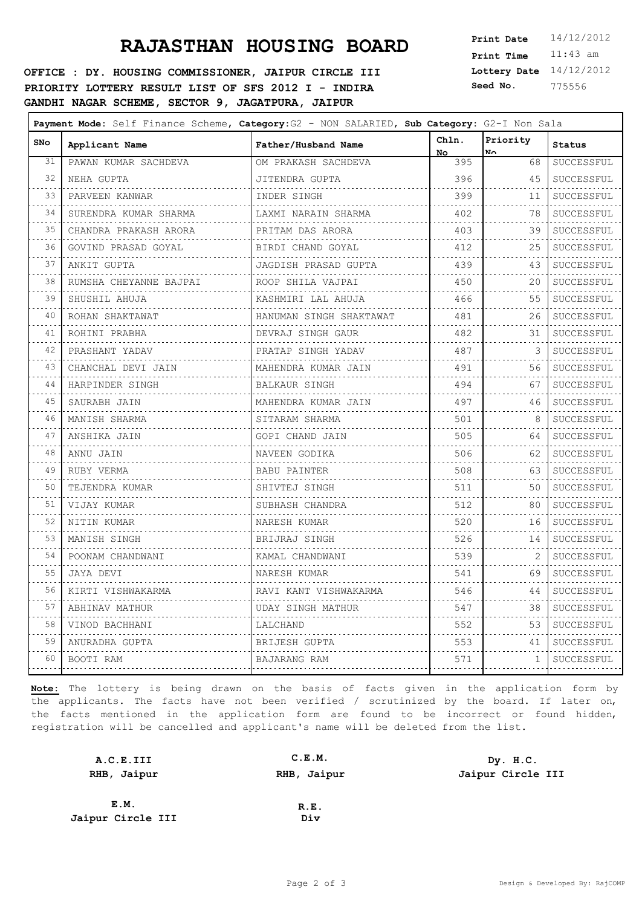# RAJASTHAN HOUSING BOARD

**Print Date** 14/12/2012
**Print Time** 11:43 am
**Lottery Date** 14/12/2012
**Seed No.** 775556

**OFFICE : DY. HOUSING COMMISSIONER, JAIPUR CIRCLE III**
**PRIORITY LOTTERY RESULT LIST OF SFS 2012 I - INDIRA GANDHI NAGAR SCHEME, SECTOR 9, JAGATPURA, JAIPUR**

**Payment Mode:** Self Finance Scheme, **Category:** G2 - NON SALARIED, **Sub Category:** G2-I Non Sala

| SNo | Applicant Name | Father/Husband Name | Chln. No | Priority No | Status |
|---|---|---|---|---|---|
| 31 | PAWAN KUMAR SACHDEVA | OM PRAKASH SACHDEVA | 395 | 68 | SUCCESSFUL |
| 32 | NEHA GUPTA | JITENDRA GUPTA | 396 | 45 | SUCCESSFUL |
| 33 | PARVEEN KANWAR | INDER SINGH | 399 | 11 | SUCCESSFUL |
| 34 | SURENDRA KUMAR SHARMA | LAXMI NARAIN SHARMA | 402 | 78 | SUCCESSFUL |
| 35 | CHANDRA PRAKASH ARORA | PRITAM DAS ARORA | 403 | 39 | SUCCESSFUL |
| 36 | GOVIND PRASAD GOYAL | BIRDI CHAND GOYAL | 412 | 25 | SUCCESSFUL |
| 37 | ANKIT GUPTA | JAGDISH PRASAD GUPTA | 439 | 43 | SUCCESSFUL |
| 38 | RUMSHA CHEYANNE BAJPAI | ROOP SHILA VAJPAI | 450 | 20 | SUCCESSFUL |
| 39 | SHUSHIL AHUJA | KASHMIRI LAL AHUJA | 466 | 55 | SUCCESSFUL |
| 40 | ROHAN SHAKTAWAT | HANUMAN SINGH SHAKTAWAT | 481 | 26 | SUCCESSFUL |
| 41 | ROHINI PRABHA | DEVRAJ SINGH GAUR | 482 | 31 | SUCCESSFUL |
| 42 | PRASHANT YADAV | PRATAP SINGH YADAV | 487 | 3 | SUCCESSFUL |
| 43 | CHANCHAL DEVI JAIN | MAHENDRA KUMAR JAIN | 491 | 56 | SUCCESSFUL |
| 44 | HARPINDER SINGH | BALKAUR SINGH | 494 | 67 | SUCCESSFUL |
| 45 | SAURABH JAIN | MAHENDRA KUMAR JAIN | 497 | 46 | SUCCESSFUL |
| 46 | MANISH SHARMA | SITARAM SHARMA | 501 | 8 | SUCCESSFUL |
| 47 | ANSHIKA JAIN | GOPI CHAND JAIN | 505 | 64 | SUCCESSFUL |
| 48 | ANNU JAIN | NAVEEN GODIKA | 506 | 62 | SUCCESSFUL |
| 49 | RUBY VERMA | BABU PAINTER | 508 | 63 | SUCCESSFUL |
| 50 | TEJENDRA KUMAR | SHIVTEJ SINGH | 511 | 50 | SUCCESSFUL |
| 51 | VIJAY KUMAR | SUBHASH CHANDRA | 512 | 80 | SUCCESSFUL |
| 52 | NITIN KUMAR | NARESH KUMAR | 520 | 16 | SUCCESSFUL |
| 53 | MANISH SINGH | BRIJRAJ SINGH | 526 | 14 | SUCCESSFUL |
| 54 | POONAM CHANDWANI | KAMAL CHANDWANI | 539 | 2 | SUCCESSFUL |
| 55 | JAYA DEVI | NARESH KUMAR | 541 | 69 | SUCCESSFUL |
| 56 | KIRTI VISHWAKARMA | RAVI KANT VISHWAKARMA | 546 | 44 | SUCCESSFUL |
| 57 | ABHINAV MATHUR | UDAY SINGH MATHUR | 547 | 38 | SUCCESSFUL |
| 58 | VINOD BACHHANI | LALCHAND | 552 | 53 | SUCCESSFUL |
| 59 | ANURADHA GUPTA | BRIJESH GUPTA | 553 | 41 | SUCCESSFUL |
| 60 | BOOTI RAM | BAJARANG RAM | 571 | 1 | SUCCESSFUL |

**Note:** The lottery is being drawn on the basis of facts given in the application form by the applicants. The facts have not been verified / scrutinized by the board. If later on, the facts mentioned in the application form are found to be incorrect or found hidden, registration will be cancelled and applicant's name will be deleted from the list.

**A.C.E.III**
**RHB, Jaipur**

**C.E.M.**
**RHB, Jaipur**

**Dy. H.C.**
**Jaipur Circle III**

**E.M.**
**Jaipur Circle III**

**R.E.**
**Div**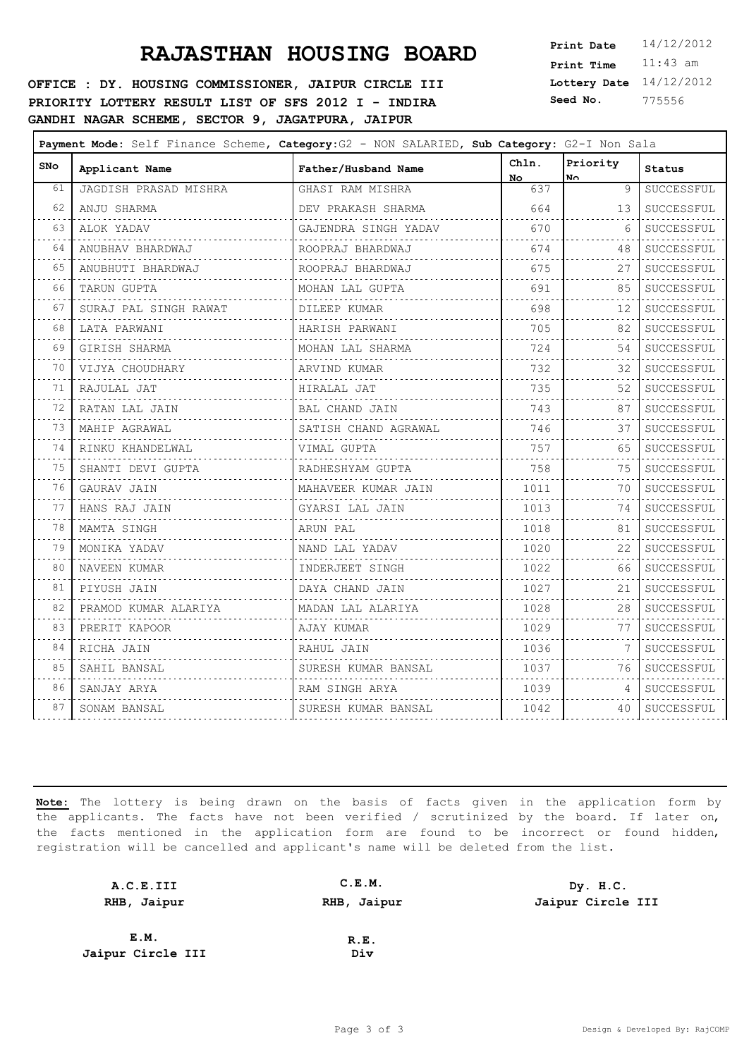# RAJASTHAN HOUSING BOARD

**OFFICE : DY. HOUSING COMMISSIONER, JAIPUR CIRCLE III**
**PRIORITY LOTTERY RESULT LIST OF SFS 2012 I - INDIRA GANDHI NAGAR SCHEME, SECTOR 9, JAGATPURA, JAIPUR**

**Print Date** 14/12/2012
**Print Time** 11:43 am
**Lottery Date** 14/12/2012
**Seed No.** 775556

**Payment Mode:** Self Finance Scheme, **Category:** G2 - NON SALARIED, **Sub Category:** G2-I Non Sala

| SNo | Applicant Name | Father/Husband Name | Chln. No | Priority No | Status |
|---|---|---|---|---|---|
| 61 | JAGDISH PRASAD MISHRA | GHASI RAM MISHRA | 637 | 9 | SUCCESSFUL |
| 62 | ANJU SHARMA | DEV PRAKASH SHARMA | 664 | 13 | SUCCESSFUL |
| 63 | ALOK YADAV | GAJENDRA SINGH YADAV | 670 | 6 | SUCCESSFUL |
| 64 | ANUBHAV BHARDWAJ | ROOPRAJ BHARDWAJ | 674 | 48 | SUCCESSFUL |
| 65 | ANUBHUTI BHARDWAJ | ROOPRAJ BHARDWAJ | 675 | 27 | SUCCESSFUL |
| 66 | TARUN GUPTA | MOHAN LAL GUPTA | 691 | 85 | SUCCESSFUL |
| 67 | SURAJ PAL SINGH RAWAT | DILEEP KUMAR | 698 | 12 | SUCCESSFUL |
| 68 | LATA PARWANI | HARISH PARWANI | 705 | 82 | SUCCESSFUL |
| 69 | GIRISH SHARMA | MOHAN LAL SHARMA | 724 | 54 | SUCCESSFUL |
| 70 | VIJYA CHOUDHARY | ARVIND KUMAR | 732 | 32 | SUCCESSFUL |
| 71 | RAJULAL JAT | HIRALAL JAT | 735 | 52 | SUCCESSFUL |
| 72 | RATAN LAL JAIN | BAL CHAND JAIN | 743 | 87 | SUCCESSFUL |
| 73 | MAHIP AGRAWAL | SATISH CHAND AGRAWAL | 746 | 37 | SUCCESSFUL |
| 74 | RINKU KHANDELWAL | VIMAL GUPTA | 757 | 65 | SUCCESSFUL |
| 75 | SHANTI DEVI GUPTA | RADHESHYAM GUPTA | 758 | 75 | SUCCESSFUL |
| 76 | GAURAV JAIN | MAHAVEER KUMAR JAIN | 1011 | 70 | SUCCESSFUL |
| 77 | HANS RAJ JAIN | GYARSI LAL JAIN | 1013 | 74 | SUCCESSFUL |
| 78 | MAMTA SINGH | ARUN PAL | 1018 | 81 | SUCCESSFUL |
| 79 | MONIKA YADAV | NAND LAL YADAV | 1020 | 22 | SUCCESSFUL |
| 80 | NAVEEN KUMAR | INDERJEET SINGH | 1022 | 66 | SUCCESSFUL |
| 81 | PIYUSH JAIN | DAYA CHAND JAIN | 1027 | 21 | SUCCESSFUL |
| 82 | PRAMOD KUMAR ALARIYA | MADAN LAL ALARIYA | 1028 | 28 | SUCCESSFUL |
| 83 | PRERIT KAPOOR | AJAY KUMAR | 1029 | 77 | SUCCESSFUL |
| 84 | RICHA JAIN | RAHUL JAIN | 1036 | 7 | SUCCESSFUL |
| 85 | SAHIL BANSAL | SURESH KUMAR BANSAL | 1037 | 76 | SUCCESSFUL |
| 86 | SANJAY ARYA | RAM SINGH ARYA | 1039 | 4 | SUCCESSFUL |
| 87 | SONAM BANSAL | SURESH KUMAR BANSAL | 1042 | 40 | SUCCESSFUL |

**Note:** The lottery is being drawn on the basis of facts given in the application form by the applicants. The facts have not been verified / scrutinized by the board. If later on, the facts mentioned in the application form are found to be incorrect or found hidden, registration will be cancelled and applicant's name will be deleted from the list.

**A.C.E.III**
**RHB, Jaipur**

**C.E.M.**
**RHB, Jaipur**

**Dy. H.C.**
**Jaipur Circle III**

**E.M.**
**Jaipur Circle III**

**R.E.**
**Div**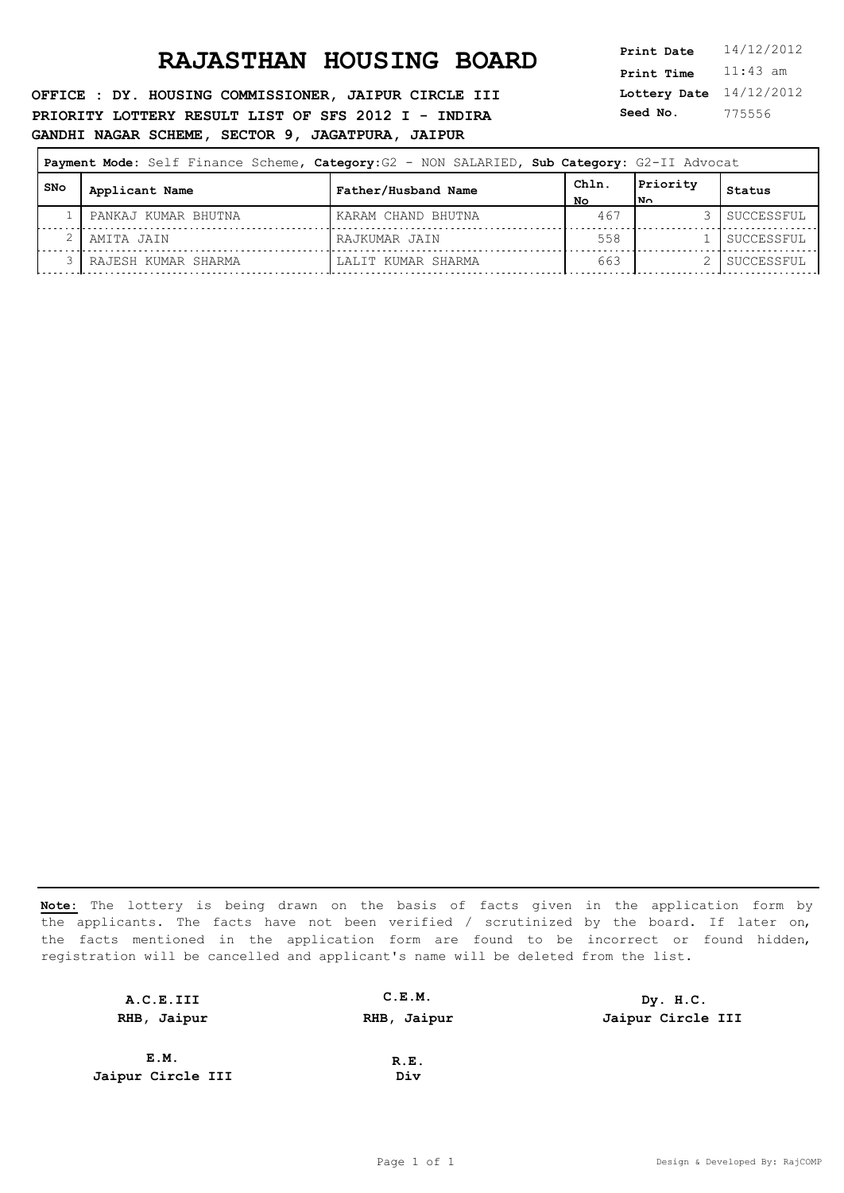# RAJASTHAN HOUSING BOARD

**Print Date** 14/12/2012
**Print Time** 11:43 am
**Lottery Date** 14/12/2012
**Seed No.** 775556

**OFFICE : DY. HOUSING COMMISSIONER, JAIPUR CIRCLE III**
**PRIORITY LOTTERY RESULT LIST OF SFS 2012 I - INDIRA GANDHI NAGAR SCHEME, SECTOR 9, JAGATPURA, JAIPUR**

**Payment Mode:** Self Finance Scheme, **Category:** G2 - NON SALARIED, **Sub Category:** G2-II Advocat

| SNo | Applicant Name | Father/Husband Name | Chln. No | Priority No | Status |
|---|---|---|---|---|---|
| 1 | PANKAJ KUMAR BHUTNA | KARAM CHAND BHUTNA | 467 | 3 | SUCCESSFUL |
| 2 | AMITA JAIN | RAJKUMAR JAIN | 558 | 1 | SUCCESSFUL |
| 3 | RAJESH KUMAR SHARMA | LALIT KUMAR SHARMA | 663 | 2 | SUCCESSFUL |

**Note:** The lottery is being drawn on the basis of facts given in the application form by the applicants. The facts have not been verified / scrutinized by the board. If later on, the facts mentioned in the application form are found to be incorrect or found hidden, registration will be cancelled and applicant's name will be deleted from the list.

**A.C.E.III**
**RHB, Jaipur**

**C.E.M.**
**RHB, Jaipur**

**Dy. H.C.**
**Jaipur Circle III**

**E.M.**
**Jaipur Circle III**

**R.E.**
**Div**

Design & Developed By: RajCOMP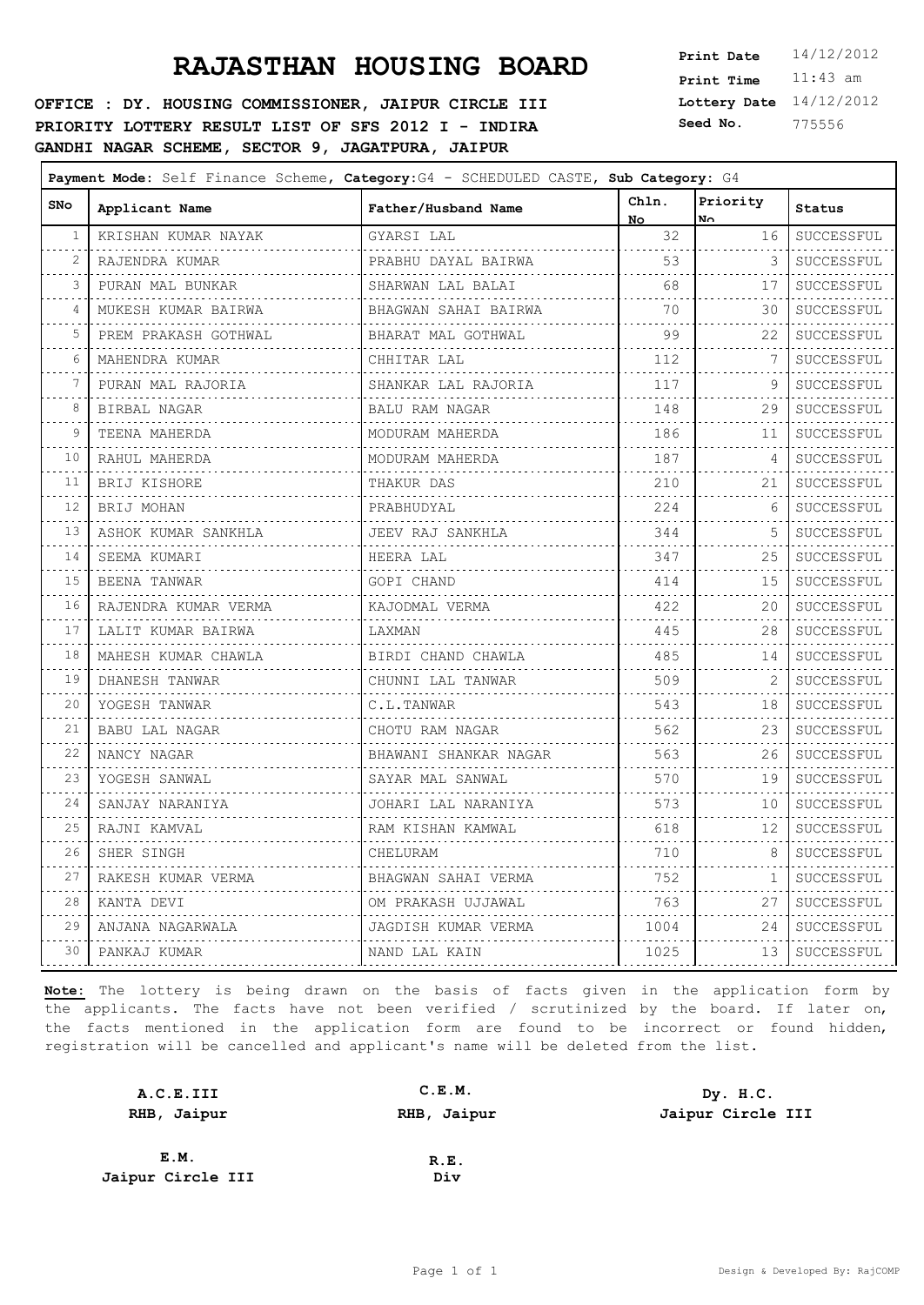# RAJASTHAN HOUSING BOARD

**Print Date** 14/12/2012
**Print Time** 11:43 am
**Lottery Date** 14/12/2012
**Seed No.** 775556

**OFFICE : DY. HOUSING COMMISSIONER, JAIPUR CIRCLE III**
**PRIORITY LOTTERY RESULT LIST OF SFS 2012 I - INDIRA GANDHI NAGAR SCHEME, SECTOR 9, JAGATPURA, JAIPUR**

**Payment Mode:** Self Finance Scheme, **Category:**G4 - SCHEDULED CASTE, **Sub Category:** G4

| SNo | Applicant Name | Father/Husband Name | Chln. No | Priority No | Status |
|---|---|---|---|---|---|
| 1 | KRISHAN KUMAR NAYAK | GYARSI LAL | 32 | 16 | SUCCESSFUL |
| 2 | RAJENDRA KUMAR | PRABHU DAYAL BAIRWA | 53 | 3 | SUCCESSFUL |
| 3 | PURAN MAL BUNKAR | SHARWAN LAL BALAI | 68 | 17 | SUCCESSFUL |
| 4 | MUKESH KUMAR BAIRWA | BHAGWAN SAHAI BAIRWA | 70 | 30 | SUCCESSFUL |
| 5 | PREM PRAKASH GOTHWAL | BHARAT MAL GOTHWAL | 99 | 22 | SUCCESSFUL |
| 6 | MAHENDRA KUMAR | CHHITAR LAL | 112 | 7 | SUCCESSFUL |
| 7 | PURAN MAL RAJORIA | SHANKAR LAL RAJORIA | 117 | 9 | SUCCESSFUL |
| 8 | BIRBAL NAGAR | BALU RAM NAGAR | 148 | 29 | SUCCESSFUL |
| 9 | TEENA MAHERDA | MODURAM MAHERDA | 186 | 11 | SUCCESSFUL |
| 10 | RAHUL MAHERDA | MODURAM MAHERDA | 187 | 4 | SUCCESSFUL |
| 11 | BRIJ KISHORE | THAKUR DAS | 210 | 21 | SUCCESSFUL |
| 12 | BRIJ MOHAN | PRABHUDYAL | 224 | 6 | SUCCESSFUL |
| 13 | ASHOK KUMAR SANKHLA | JEEV RAJ SANKHLA | 344 | 5 | SUCCESSFUL |
| 14 | SEEMA KUMARI | HEERA LAL | 347 | 25 | SUCCESSFUL |
| 15 | BEENA TANWAR | GOPI CHAND | 414 | 15 | SUCCESSFUL |
| 16 | RAJENDRA KUMAR VERMA | KAJODMAL VERMA | 422 | 20 | SUCCESSFUL |
| 17 | LALIT KUMAR BAIRWA | LAXMAN | 445 | 28 | SUCCESSFUL |
| 18 | MAHESH KUMAR CHAWLA | BIRDI CHAND CHAWLA | 485 | 14 | SUCCESSFUL |
| 19 | DHANESH TANWAR | CHUNNI LAL TANWAR | 509 | 2 | SUCCESSFUL |
| 20 | YOGESH TANWAR | C.L.TANWAR | 543 | 18 | SUCCESSFUL |
| 21 | BABU LAL NAGAR | CHOTU RAM NAGAR | 562 | 23 | SUCCESSFUL |
| 22 | NANCY NAGAR | BHAWANI SHANKAR NAGAR | 563 | 26 | SUCCESSFUL |
| 23 | YOGESH SANWAL | SAYAR MAL SANWAL | 570 | 19 | SUCCESSFUL |
| 24 | SANJAY NARANIYA | JOHARI LAL NARANIYA | 573 | 10 | SUCCESSFUL |
| 25 | RAJNI KAMVAL | RAM KISHAN KAMWAL | 618 | 12 | SUCCESSFUL |
| 26 | SHER SINGH | CHELURAM | 710 | 8 | SUCCESSFUL |
| 27 | RAKESH KUMAR VERMA | BHAGWAN SAHAI VERMA | 752 | 1 | SUCCESSFUL |
| 28 | KANTA DEVI | OM PRAKASH UJJAWAL | 763 | 27 | SUCCESSFUL |
| 29 | ANJANA NAGARWALA | JAGDISH KUMAR VERMA | 1004 | 24 | SUCCESSFUL |
| 30 | PANKAJ KUMAR | NAND LAL KAIN | 1025 | 13 | SUCCESSFUL |

**Note:** The lottery is being drawn on the basis of facts given in the application form by the applicants. The facts have not been verified / scrutinized by the board. If later on, the facts mentioned in the application form are found to be incorrect or found hidden, registration will be cancelled and applicant's name will be deleted from the list.

**A.C.E.III**
**RHB, Jaipur**

**C.E.M.**
**RHB, Jaipur**

**Dy. H.C.**
**Jaipur Circle III**

**E.M.**
**Jaipur Circle III**

**R.E.**
**Div**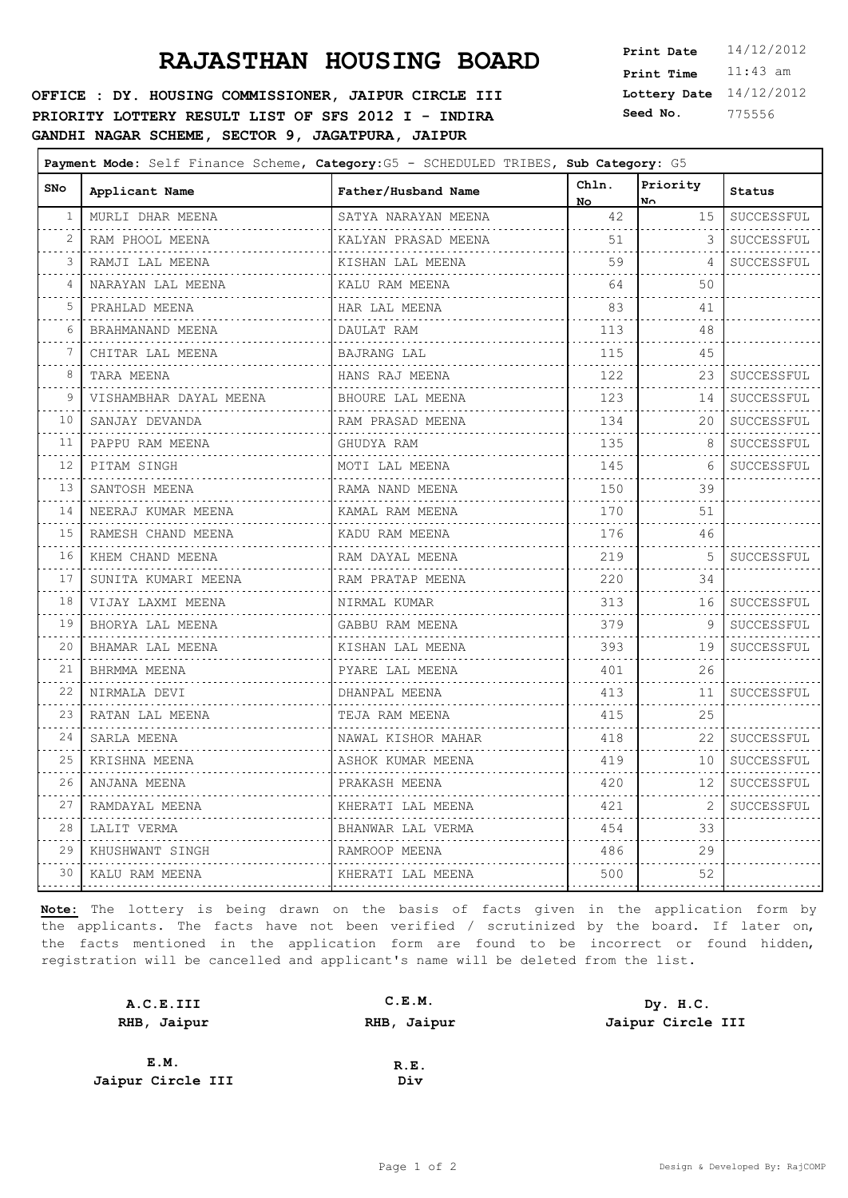# RAJASTHAN HOUSING BOARD

**OFFICE : DY. HOUSING COMMISSIONER, JAIPUR CIRCLE III**
**PRIORITY LOTTERY RESULT LIST OF SFS 2012 I - INDIRA GANDHI NAGAR SCHEME, SECTOR 9, JAGATPURA, JAIPUR**

**Print Date** 14/12/2012
**Print Time** 11:43 am
**Lottery Date** 14/12/2012
**Seed No.** 775556

**Payment Mode:** Self Finance Scheme, **Category:** G5 - SCHEDULED TRIBES, **Sub Category:** G5

| SNo | Applicant Name | Father/Husband Name | Chln. No | Priority No | Status |
|---|---|---|---|---|---|
| 1 | MURLI DHAR MEENA | SATYA NARAYAN MEENA | 42 | 15 | SUCCESSFUL |
| 2 | RAM PHOOL MEENA | KALYAN PRASAD MEENA | 51 | 3 | SUCCESSFUL |
| 3 | RAMJI LAL MEENA | KISHAN LAL MEENA | 59 | 4 | SUCCESSFUL |
| 4 | NARAYAN LAL MEENA | KALU RAM MEENA | 64 | 50 | |
| 5 | PRAHLAD MEENA | HAR LAL MEENA | 83 | 41 | |
| 6 | BRAHMANAND MEENA | DAULAT RAM | 113 | 48 | |
| 7 | CHITAR LAL MEENA | BAJRANG LAL | 115 | 45 | |
| 8 | TARA MEENA | HANS RAJ MEENA | 122 | 23 | SUCCESSFUL |
| 9 | VISHAMBHAR DAYAL MEENA | BHOURE LAL MEENA | 123 | 14 | SUCCESSFUL |
| 10 | SANJAY DEVANDA | RAM PRASAD MEENA | 134 | 20 | SUCCESSFUL |
| 11 | PAPPU RAM MEENA | GHUDYA RAM | 135 | 8 | SUCCESSFUL |
| 12 | PITAM SINGH | MOTI LAL MEENA | 145 | 6 | SUCCESSFUL |
| 13 | SANTOSH MEENA | RAMA NAND MEENA | 150 | 39 | |
| 14 | NEERAJ KUMAR MEENA | KAMAL RAM MEENA | 170 | 51 | |
| 15 | RAMESH CHAND MEENA | KADU RAM MEENA | 176 | 46 | |
| 16 | KHEM CHAND MEENA | RAM DAYAL MEENA | 219 | 5 | SUCCESSFUL |
| 17 | SUNITA KUMARI MEENA | RAM PRATAP MEENA | 220 | 34 | |
| 18 | VIJAY LAXMI MEENA | NIRMAL KUMAR | 313 | 16 | SUCCESSFUL |
| 19 | BHORYA LAL MEENA | GABBU RAM MEENA | 379 | 9 | SUCCESSFUL |
| 20 | BHAMAR LAL MEENA | KISHAN LAL MEENA | 393 | 19 | SUCCESSFUL |
| 21 | BHRMMA MEENA | PYARE LAL MEENA | 401 | 26 | |
| 22 | NIRMALA DEVI | DHANPAL MEENA | 413 | 11 | SUCCESSFUL |
| 23 | RATAN LAL MEENA | TEJA RAM MEENA | 415 | 25 | |
| 24 | SARLA MEENA | NAWAL KISHOR MAHAR | 418 | 22 | SUCCESSFUL |
| 25 | KRISHNA MEENA | ASHOK KUMAR MEENA | 419 | 10 | SUCCESSFUL |
| 26 | ANJANA MEENA | PRAKASH MEENA | 420 | 12 | SUCCESSFUL |
| 27 | RAMDAYAL MEENA | KHERATI LAL MEENA | 421 | 2 | SUCCESSFUL |
| 28 | LALIT VERMA | BHANWAR LAL VERMA | 454 | 33 | |
| 29 | KHUSHWANT SINGH | RAMROOP MEENA | 486 | 29 | |
| 30 | KALU RAM MEENA | KHERATI LAL MEENA | 500 | 52 | |

**Note:** The lottery is being drawn on the basis of facts given in the application form by the applicants. The facts have not been verified / scrutinized by the board. If later on, the facts mentioned in the application form are found to be incorrect or found hidden, registration will be cancelled and applicant's name will be deleted from the list.

| | | |
|---|---|---|
| **A.C.E.III**<br>**RHB, Jaipur** | **C.E.M.**<br>**RHB, Jaipur** | **Dy. H.C.**<br>**Jaipur Circle III** |
| **E.M.**<br>**Jaipur Circle III** | **R.E.**<br>**Div** | |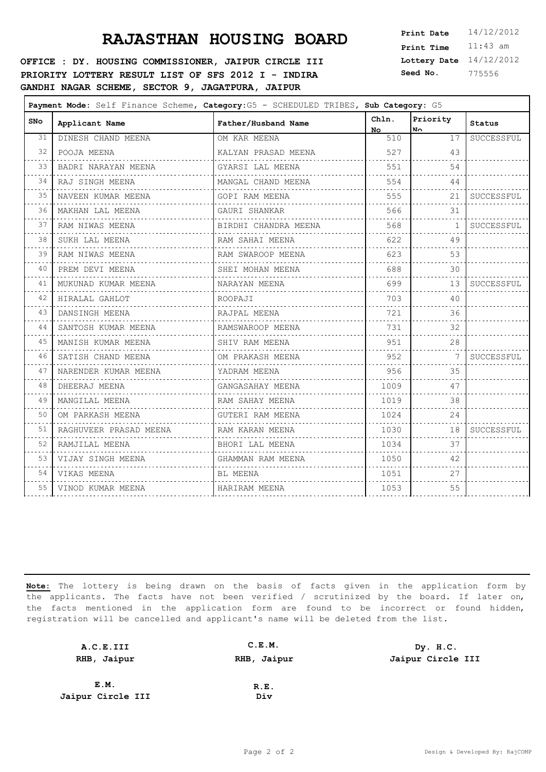# RAJASTHAN HOUSING BOARD

**OFFICE : DY. HOUSING COMMISSIONER, JAIPUR CIRCLE III**
**PRIORITY LOTTERY RESULT LIST OF SFS 2012 I - INDIRA GANDHI NAGAR SCHEME, SECTOR 9, JAGATPURA, JAIPUR**

**Print Date** 14/12/2012
**Print Time** 11:43 am
**Lottery Date** 14/12/2012
**Seed No.** 775556

**Payment Mode:** Self Finance Scheme, **Category:** G5 - SCHEDULED TRIBES, **Sub Category:** G5

| SNo | Applicant Name | Father/Husband Name | Chln. No | Priority No | Status |
|---|---|---|---|---|---|
| 31 | DINESH CHAND MEENA | OM KAR MEENA | 510 | 17 | SUCCESSFUL |
| 32 | POOJA MEENA | KALYAN PRASAD MEENA | 527 | 43 | |
| 33 | BADRI NARAYAN MEENA | GYARSI LAL MEENA | 551 | 54 | |
| 34 | RAJ SINGH MEENA | MANGAL CHAND MEENA | 554 | 44 | |
| 35 | NAVEEN KUMAR MEENA | GOPI RAM MEENA | 555 | 21 | SUCCESSFUL |
| 36 | MAKHAN LAL MEENA | GAURI SHANKAR | 566 | 31 | |
| 37 | RAM NIWAS MEENA | BIRDHI CHANDRA MEENA | 568 | 1 | SUCCESSFUL |
| 38 | SUKH LAL MEENA | RAM SAHAI MEENA | 622 | 49 | |
| 39 | RAM NIWAS MEENA | RAM SWAROOP MEENA | 623 | 53 | |
| 40 | PREM DEVI MEENA | SHEI MOHAN MEENA | 688 | 30 | |
| 41 | MUKUNAD KUMAR MEENA | NARAYAN MEENA | 699 | 13 | SUCCESSFUL |
| 42 | HIRALAL GAHLOT | ROOPAJI | 703 | 40 | |
| 43 | DANSINGH MEENA | RAJPAL MEENA | 721 | 36 | |
| 44 | SANTOSH KUMAR MEENA | RAMSWAROOP MEENA | 731 | 32 | |
| 45 | MANISH KUMAR MEENA | SHIV RAM MEENA | 951 | 28 | |
| 46 | SATISH CHAND MEENA | OM PRAKASH MEENA | 952 | 7 | SUCCESSFUL |
| 47 | NARENDER KUMAR MEENA | YADRAM MEENA | 956 | 35 | |
| 48 | DHEERAJ MEENA | GANGASAHAY MEENA | 1009 | 47 | |
| 49 | MANGILAL MEENA | RAM SAHAY MEENA | 1019 | 38 | |
| 50 | OM PARKASH MEENA | GUTERI RAM MEENA | 1024 | 24 | |
| 51 | RAGHUVEER PRASAD MEENA | RAM KARAN MEENA | 1030 | 18 | SUCCESSFUL |
| 52 | RAMJILAL MEENA | BHORI LAL MEENA | 1034 | 37 | |
| 53 | VIJAY SINGH MEENA | GHAMMAN RAM MEENA | 1050 | 42 | |
| 54 | VIKAS MEENA | BL MEENA | 1051 | 27 | |
| 55 | VINOD KUMAR MEENA | HARIRAM MEENA | 1053 | 55 | |

**Note:** The lottery is being drawn on the basis of facts given in the application form by the applicants. The facts have not been verified / scrutinized by the board. If later on, the facts mentioned in the application form are found to be incorrect or found hidden, registration will be cancelled and applicant's name will be deleted from the list.

| | | |
|---|---|---|
| **A.C.E.III**<br>**RHB, Jaipur** | **C.E.M.**<br>**RHB, Jaipur** | **Dy. H.C.**<br>**Jaipur Circle III** |
| **E.M.**<br>**Jaipur Circle III** | **R.E.**<br>**Div** | |

Design & Developed By: RajCOMP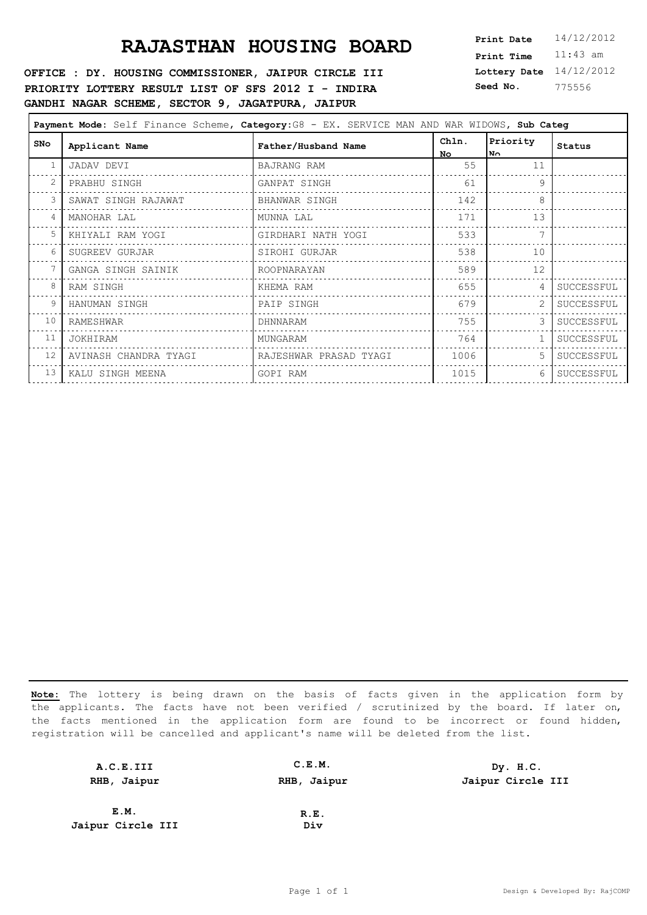# RAJASTHAN HOUSING BOARD

**OFFICE : DY. HOUSING COMMISSIONER, JAIPUR CIRCLE III**
**PRIORITY LOTTERY RESULT LIST OF SFS 2012 I - INDIRA GANDHI NAGAR SCHEME, SECTOR 9, JAGATPURA, JAIPUR**

**Print Date** 14/12/2012
**Print Time** 11:43 am
**Lottery Date** 14/12/2012
**Seed No.** 775556

**Payment Mode:** Self Finance Scheme, **Category:** G8 - EX. SERVICE MAN AND WAR WIDOWS, **Sub Categ**

| SNo | Applicant Name | Father/Husband Name | Chln. No | Priority No | Status |
|---|---|---|---|---|---|
| 1 | JADAV DEVI | BAJRANG RAM | 55 | 11 | |
| 2 | PRABHU SINGH | GANPAT SINGH | 61 | 9 | |
| 3 | SAWAT SINGH RAJAWAT | BHANWAR SINGH | 142 | 8 | |
| 4 | MANOHAR LAL | MUNNA LAL | 171 | 13 | |
| 5 | KHIYALI RAM YOGI | GIRDHARI NATH YOGI | 533 | 7 | |
| 6 | SUGREEV GURJAR | SIROHI GURJAR | 538 | 10 | |
| 7 | GANGA SINGH SAINIK | ROOPNARAYAN | 589 | 12 | |
| 8 | RAM SINGH | KHEMA RAM | 655 | 4 | SUCCESSFUL |
| 9 | HANUMAN SINGH | PAIP SINGH | 679 | 2 | SUCCESSFUL |
| 10 | RAMESHWAR | DHNNARAM | 755 | 3 | SUCCESSFUL |
| 11 | JOKHIRAM | MUNGARAM | 764 | 1 | SUCCESSFUL |
| 12 | AVINASH CHANDRA TYAGI | RAJESHWAR PRASAD TYAGI | 1006 | 5 | SUCCESSFUL |
| 13 | KALU SINGH MEENA | GOPI RAM | 1015 | 6 | SUCCESSFUL |

**Note:** The lottery is being drawn on the basis of facts given in the application form by the applicants. The facts have not been verified / scrutinized by the board. If later on, the facts mentioned in the application form are found to be incorrect or found hidden, registration will be cancelled and applicant's name will be deleted from the list.

**A.C.E.III**
**RHB, Jaipur**

**C.E.M.**
**RHB, Jaipur**

**Dy. H.C.**
**Jaipur Circle III**

**E.M.**
**Jaipur Circle III**

**R.E.**
**Div**

Design & Developed By: RajCOMP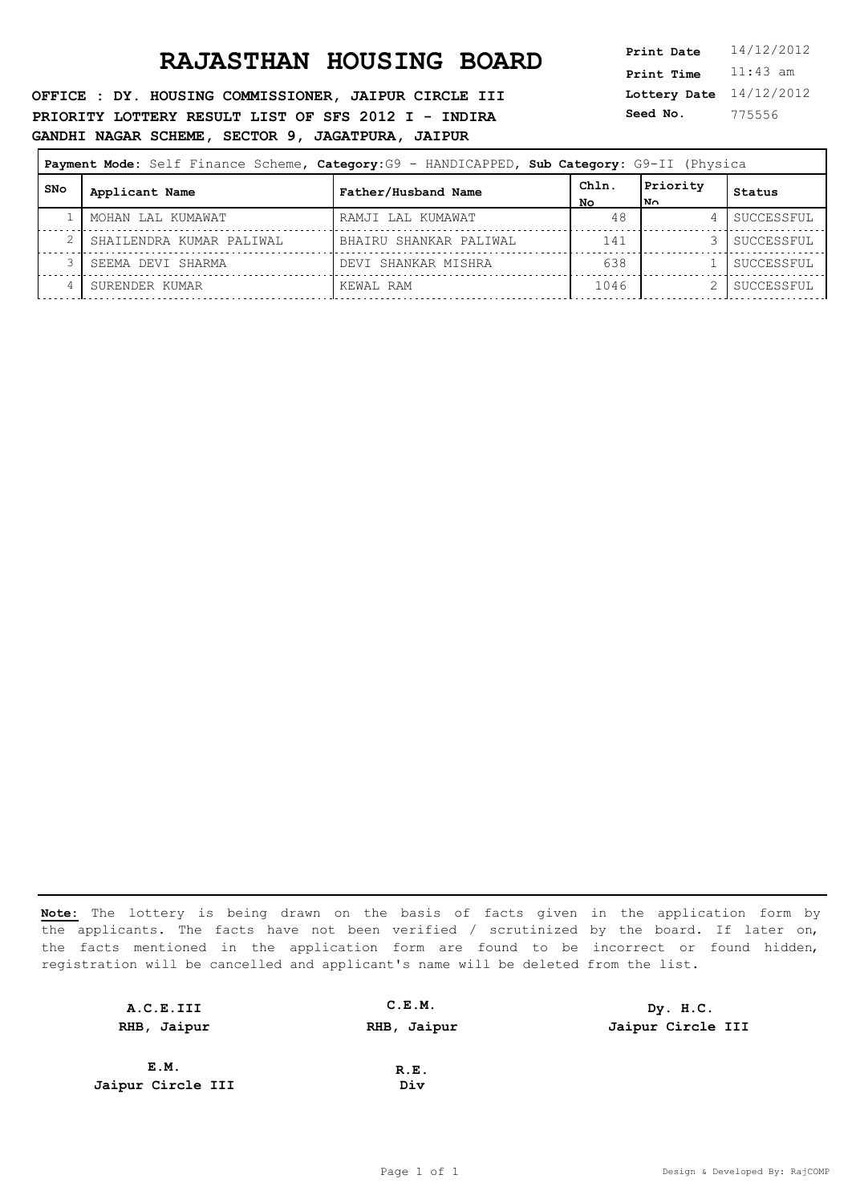# RAJASTHAN HOUSING BOARD

**OFFICE : DY. HOUSING COMMISSIONER, JAIPUR CIRCLE III**
**PRIORITY LOTTERY RESULT LIST OF SFS 2012 I - INDIRA GANDHI NAGAR SCHEME, SECTOR 9, JAGATPURA, JAIPUR**

**Print Date** 14/12/2012
**Print Time** 11:43 am
**Lottery Date** 14/12/2012
**Seed No.** 775556

**Payment Mode:** Self Finance Scheme, **Category:**G9 - HANDICAPPED, **Sub Category:** G9-II (Physica

| SNo | Applicant Name | Father/Husband Name | Chln. No | Priority No | Status |
|---|---|---|---|---|---|
| 1 | MOHAN LAL KUMAWAT | RAMJI LAL KUMAWAT | 48 | 4 | SUCCESSFUL |
| 2 | SHAILENDRA KUMAR PALIWAL | BHAIRU SHANKAR PALIWAL | 141 | 3 | SUCCESSFUL |
| 3 | SEEMA DEVI SHARMA | DEVI SHANKAR MISHRA | 638 | 1 | SUCCESSFUL |
| 4 | SURENDER KUMAR | KEWAL RAM | 1046 | 2 | SUCCESSFUL |

**Note:** The lottery is being drawn on the basis of facts given in the application form by the applicants. The facts have not been verified / scrutinized by the board. If later on, the facts mentioned in the application form are found to be incorrect or found hidden, registration will be cancelled and applicant's name will be deleted from the list.

**A.C.E.III**
**RHB, Jaipur**

**C.E.M.**
**RHB, Jaipur**

**Dy. H.C.**
**Jaipur Circle III**

**E.M.**
**Jaipur Circle III**

**R.E.**
**Div**

Design & Developed By: RajCOMP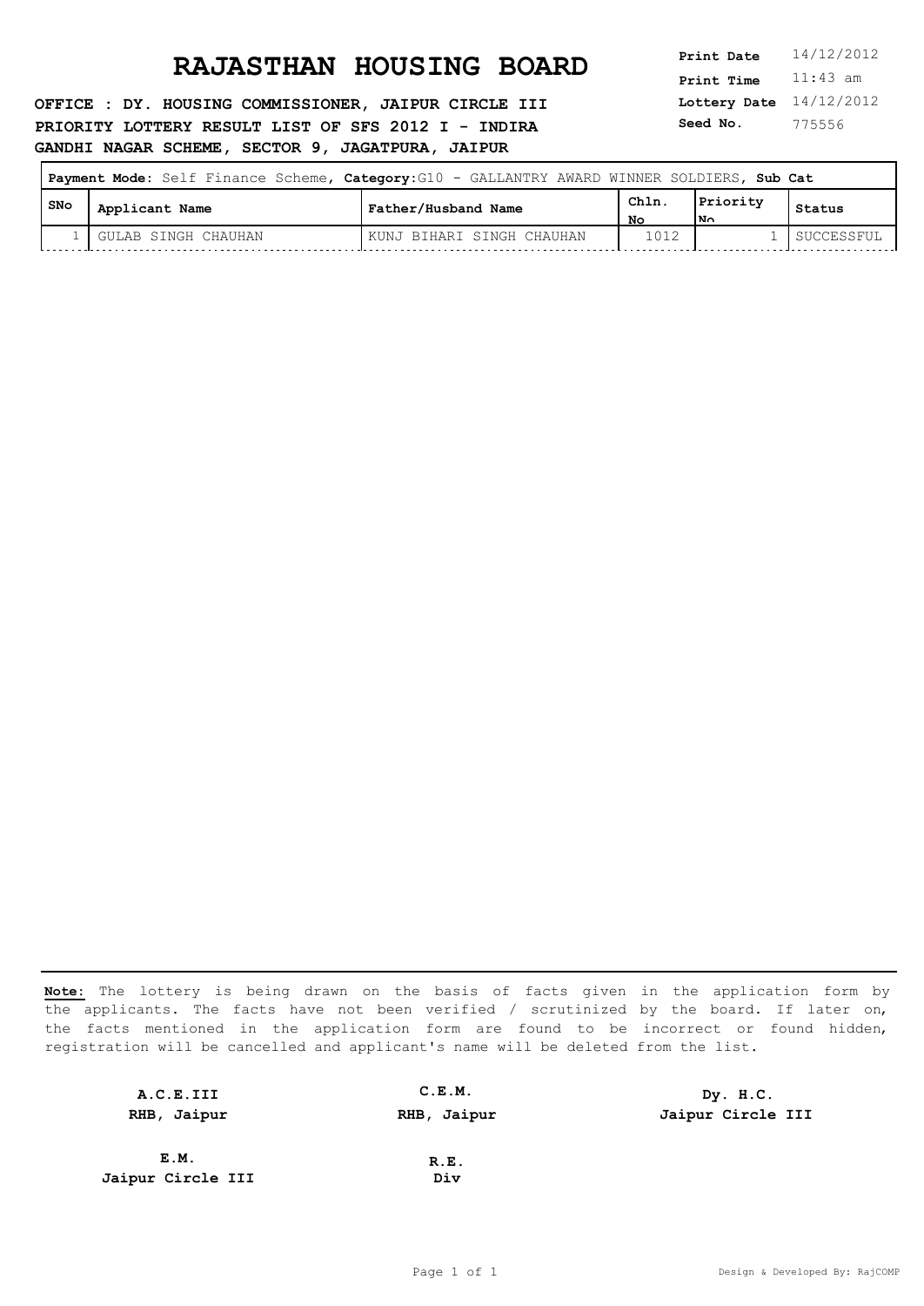# RAJASTHAN HOUSING BOARD

**OFFICE : DY. HOUSING COMMISSIONER, JAIPUR CIRCLE III**
**PRIORITY LOTTERY RESULT LIST OF SFS 2012 I - INDIRA GANDHI NAGAR SCHEME, SECTOR 9, JAGATPURA, JAIPUR**

**Print Date** 14/12/2012
**Print Time** 11:43 am
**Lottery Date** 14/12/2012
**Seed No.** 775556

**Payment Mode:** Self Finance Scheme, **Category:**G10 - GALLANTRY AWARD WINNER SOLDIERS, **Sub Cat**

| SNo | Applicant Name | Father/Husband Name | Chln. No | Priority No | Status |
|---|---|---|---|---|---|
| 1 | GULAB SINGH CHAUHAN | KUNJ BIHARI SINGH CHAUHAN | 1012 | 1 | SUCCESSFUL |

**Note:** The lottery is being drawn on the basis of facts given in the application form by the applicants. The facts have not been verified / scrutinized by the board. If later on, the facts mentioned in the application form are found to be incorrect or found hidden, registration will be cancelled and applicant's name will be deleted from the list.

**A.C.E.III**
**RHB, Jaipur**

**C.E.M.**
**RHB, Jaipur**

**Dy. H.C.**
**Jaipur Circle III**

**E.M.**
**Jaipur Circle III**

**R.E.**
**Div**

Design & Developed By: RajCOMP